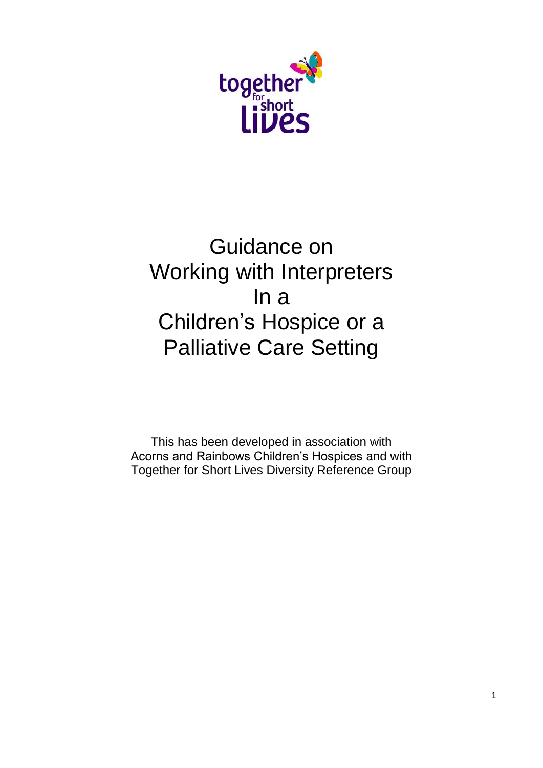together for short lives

# Guidance on Working with Interpreters In a Children's Hospice or a Palliative Care Setting

This has been developed in association with Acorns and Rainbows Children's Hospices and with Together for Short Lives Diversity Reference Group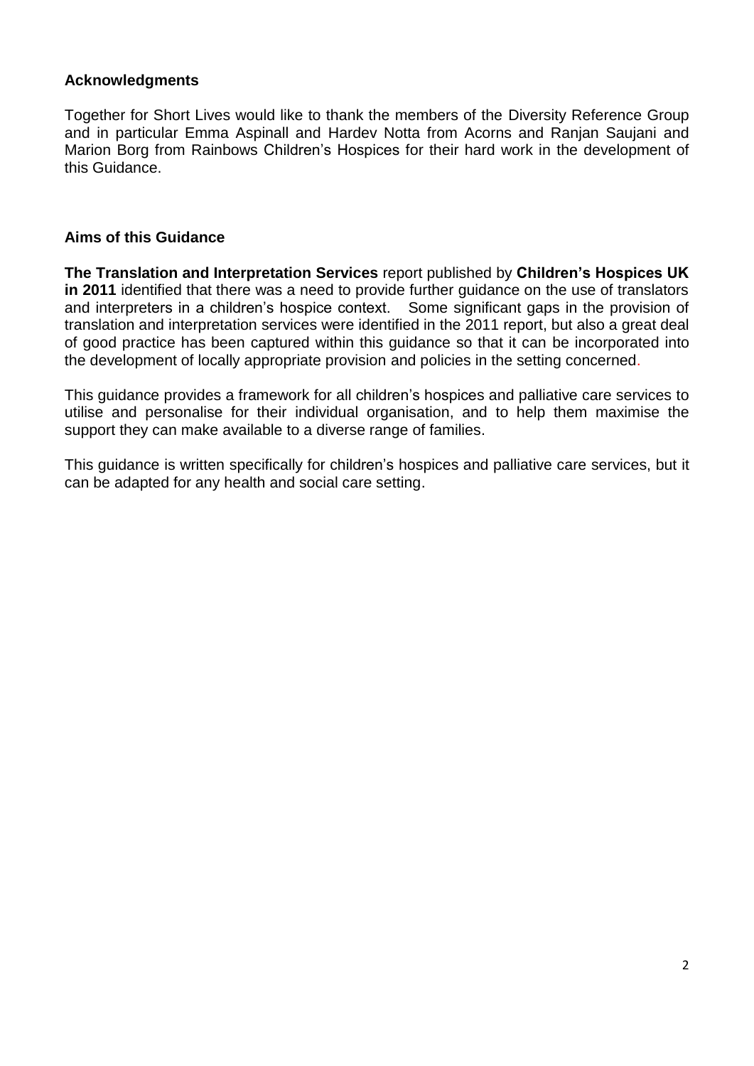## Acknowledgments

Together for Short Lives would like to thank the members of the Diversity Reference Group and in particular Emma Aspinall and Hardev Notta from Acorns and Ranjan Saujani and Marion Borg from Rainbows Children's Hospices for their hard work in the development of this Guidance.

## Aims of this Guidance

**The Translation and Interpretation Services** report published by **Children's Hospices UK in 2011** identified that there was a need to provide further guidance on the use of translators and interpreters in a children's hospice context. Some significant gaps in the provision of translation and interpretation services were identified in the 2011 report, but also a great deal of good practice has been captured within this guidance so that it can be incorporated into the development of locally appropriate provision and policies in the setting concerned.

This guidance provides a framework for all children's hospices and palliative care services to utilise and personalise for their individual organisation, and to help them maximise the support they can make available to a diverse range of families.

This guidance is written specifically for children's hospices and palliative care services, but it can be adapted for any health and social care setting.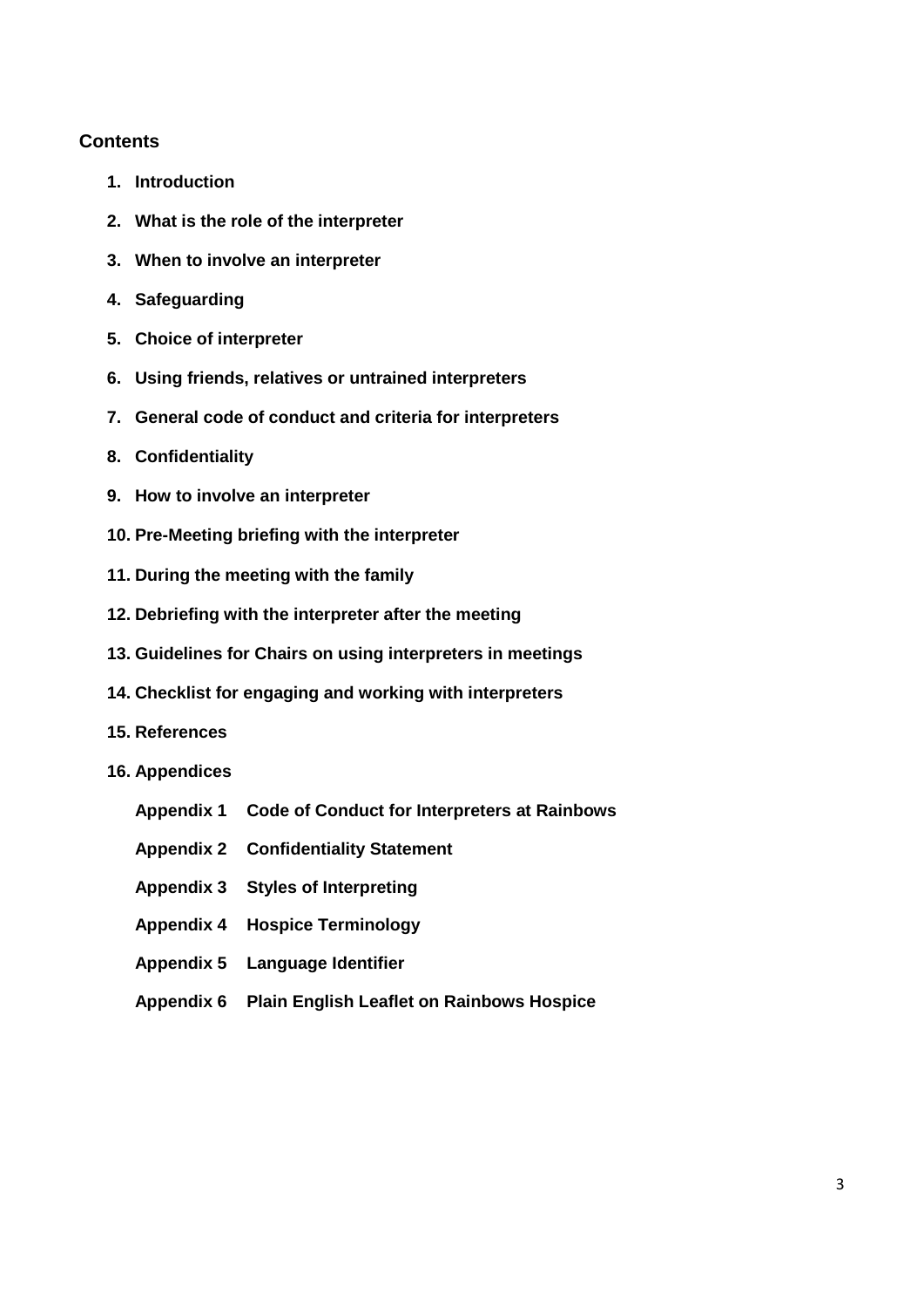## Contents

1. **Introduction**
2. **What is the role of the interpreter**
3. **When to involve an interpreter**
4. **Safeguarding**
5. **Choice of interpreter**
6. **Using friends, relatives or untrained interpreters**
7. **General code of conduct and criteria for interpreters**
8. **Confidentiality**
9. **How to involve an interpreter**
10. **Pre-Meeting briefing with the interpreter**
11. **During the meeting with the family**
12. **Debriefing with the interpreter after the meeting**
13. **Guidelines for Chairs on using interpreters in meetings**
14. **Checklist for engaging and working with interpreters**
15. **References**
16. **Appendices**

    **Appendix 1 Code of Conduct for Interpreters at Rainbows**

    **Appendix 2 Confidentiality Statement**

    **Appendix 3 Styles of Interpreting**

    **Appendix 4 Hospice Terminology**

    **Appendix 5 Language Identifier**

    **Appendix 6 Plain English Leaflet on Rainbows Hospice**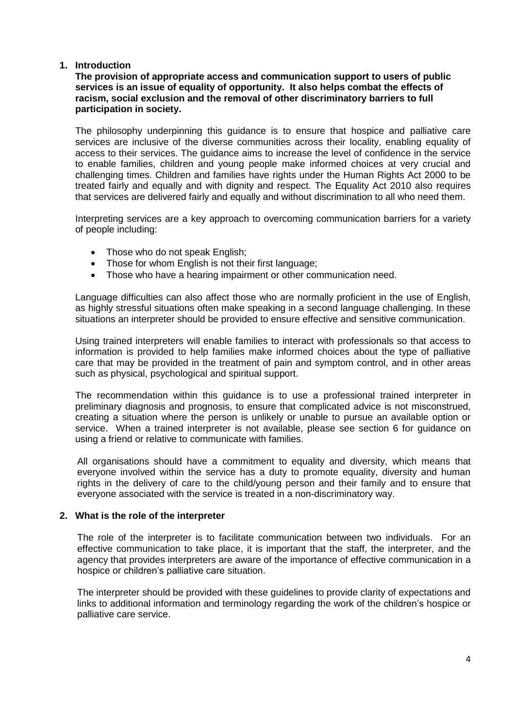## 1. Introduction

**The provision of appropriate access and communication support to users of public services is an issue of equality of opportunity. It also helps combat the effects of racism, social exclusion and the removal of other discriminatory barriers to full participation in society.**

The philosophy underpinning this guidance is to ensure that hospice and palliative care services are inclusive of the diverse communities across their locality, enabling equality of access to their services. The guidance aims to increase the level of confidence in the service to enable families, children and young people make informed choices at very crucial and challenging times. Children and families have rights under the Human Rights Act 2000 to be treated fairly and equally and with dignity and respect. The Equality Act 2010 also requires that services are delivered fairly and equally and without discrimination to all who need them.

Interpreting services are a key approach to overcoming communication barriers for a variety of people including:

- Those who do not speak English;
- Those for whom English is not their first language;
- Those who have a hearing impairment or other communication need.

Language difficulties can also affect those who are normally proficient in the use of English, as highly stressful situations often make speaking in a second language challenging. In these situations an interpreter should be provided to ensure effective and sensitive communication.

Using trained interpreters will enable families to interact with professionals so that access to information is provided to help families make informed choices about the type of palliative care that may be provided in the treatment of pain and symptom control, and in other areas such as physical, psychological and spiritual support.

The recommendation within this guidance is to use a professional trained interpreter in preliminary diagnosis and prognosis, to ensure that complicated advice is not misconstrued, creating a situation where the person is unlikely or unable to pursue an available option or service. When a trained interpreter is not available, please see section 6 for guidance on using a friend or relative to communicate with families.

All organisations should have a commitment to equality and diversity, which means that everyone involved within the service has a duty to promote equality, diversity and human rights in the delivery of care to the child/young person and their family and to ensure that everyone associated with the service is treated in a non-discriminatory way.

## 2. What is the role of the interpreter

The role of the interpreter is to facilitate communication between two individuals. For an effective communication to take place, it is important that the staff, the interpreter, and the agency that provides interpreters are aware of the importance of effective communication in a hospice or children's palliative care situation.

The interpreter should be provided with these guidelines to provide clarity of expectations and links to additional information and terminology regarding the work of the children's hospice or palliative care service.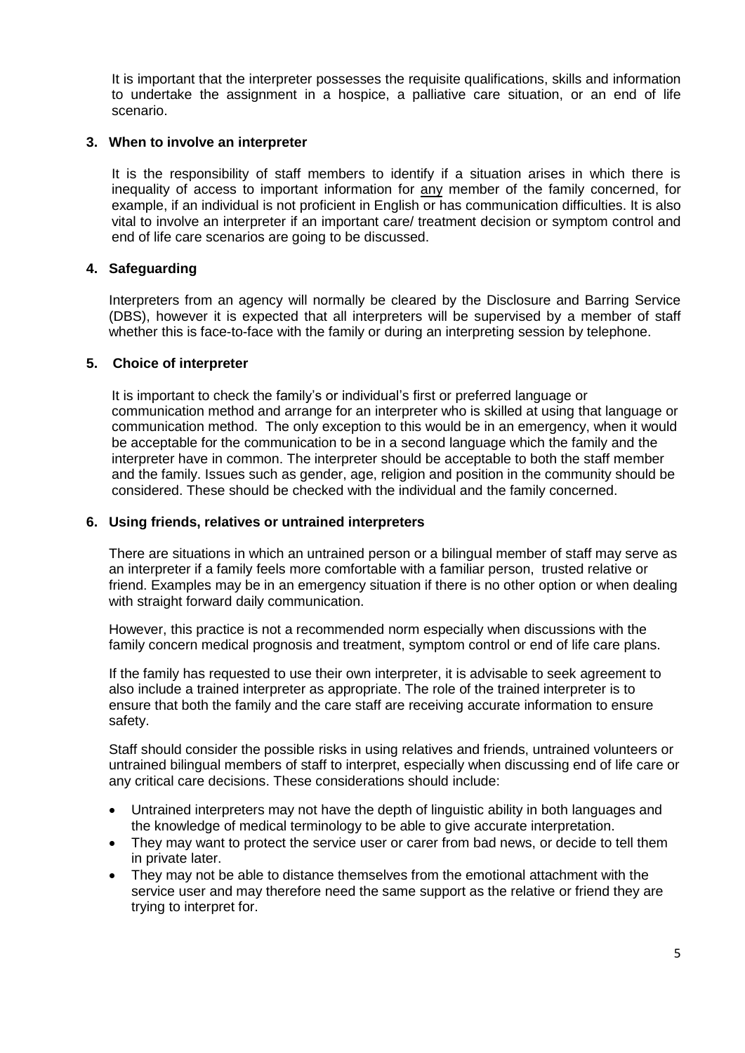It is important that the interpreter possesses the requisite qualifications, skills and information to undertake the assignment in a hospice, a palliative care situation, or an end of life scenario.

### 3. When to involve an interpreter

It is the responsibility of staff members to identify if a situation arises in which there is inequality of access to important information for <u>any</u> member of the family concerned, for example, if an individual is not proficient in English or has communication difficulties. It is also vital to involve an interpreter if an important care/ treatment decision or symptom control and end of life care scenarios are going to be discussed.

### 4. Safeguarding

Interpreters from an agency will normally be cleared by the Disclosure and Barring Service (DBS), however it is expected that all interpreters will be supervised by a member of staff whether this is face-to-face with the family or during an interpreting session by telephone.

### 5. Choice of interpreter

It is important to check the family's or individual's first or preferred language or communication method and arrange for an interpreter who is skilled at using that language or communication method. The only exception to this would be in an emergency, when it would be acceptable for the communication to be in a second language which the family and the interpreter have in common. The interpreter should be acceptable to both the staff member and the family. Issues such as gender, age, religion and position in the community should be considered. These should be checked with the individual and the family concerned.

### 6. Using friends, relatives or untrained interpreters

There are situations in which an untrained person or a bilingual member of staff may serve as an interpreter if a family feels more comfortable with a familiar person, trusted relative or friend. Examples may be in an emergency situation if there is no other option or when dealing with straight forward daily communication.

However, this practice is not a recommended norm especially when discussions with the family concern medical prognosis and treatment, symptom control or end of life care plans.

If the family has requested to use their own interpreter, it is advisable to seek agreement to also include a trained interpreter as appropriate. The role of the trained interpreter is to ensure that both the family and the care staff are receiving accurate information to ensure safety.

Staff should consider the possible risks in using relatives and friends, untrained volunteers or untrained bilingual members of staff to interpret, especially when discussing end of life care or any critical care decisions. These considerations should include:

- Untrained interpreters may not have the depth of linguistic ability in both languages and the knowledge of medical terminology to be able to give accurate interpretation.
- They may want to protect the service user or carer from bad news, or decide to tell them in private later.
- They may not be able to distance themselves from the emotional attachment with the service user and may therefore need the same support as the relative or friend they are trying to interpret for.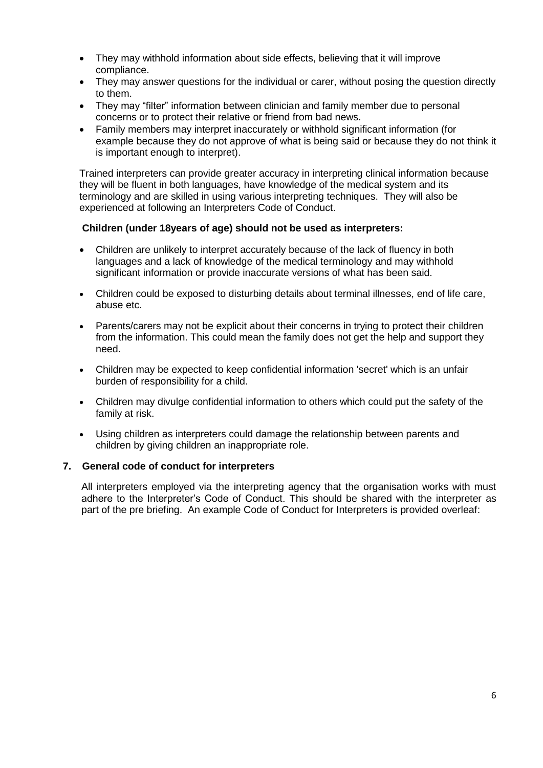- They may withhold information about side effects, believing that it will improve compliance.
- They may answer questions for the individual or carer, without posing the question directly to them.
- They may "filter" information between clinician and family member due to personal concerns or to protect their relative or friend from bad news.
- Family members may interpret inaccurately or withhold significant information (for example because they do not approve of what is being said or because they do not think it is important enough to interpret).

Trained interpreters can provide greater accuracy in interpreting clinical information because they will be fluent in both languages, have knowledge of the medical system and its terminology and are skilled in using various interpreting techniques. They will also be experienced at following an Interpreters Code of Conduct.

**Children (under 18years of age) should not be used as interpreters:**

- Children are unlikely to interpret accurately because of the lack of fluency in both languages and a lack of knowledge of the medical terminology and may withhold significant information or provide inaccurate versions of what has been said.
- Children could be exposed to disturbing details about terminal illnesses, end of life care, abuse etc.
- Parents/carers may not be explicit about their concerns in trying to protect their children from the information. This could mean the family does not get the help and support they need.
- Children may be expected to keep confidential information 'secret' which is an unfair burden of responsibility for a child.
- Children may divulge confidential information to others which could put the safety of the family at risk.
- Using children as interpreters could damage the relationship between parents and children by giving children an inappropriate role.

## 7. General code of conduct for interpreters

All interpreters employed via the interpreting agency that the organisation works with must adhere to the Interpreter's Code of Conduct. This should be shared with the interpreter as part of the pre briefing. An example Code of Conduct for Interpreters is provided overleaf: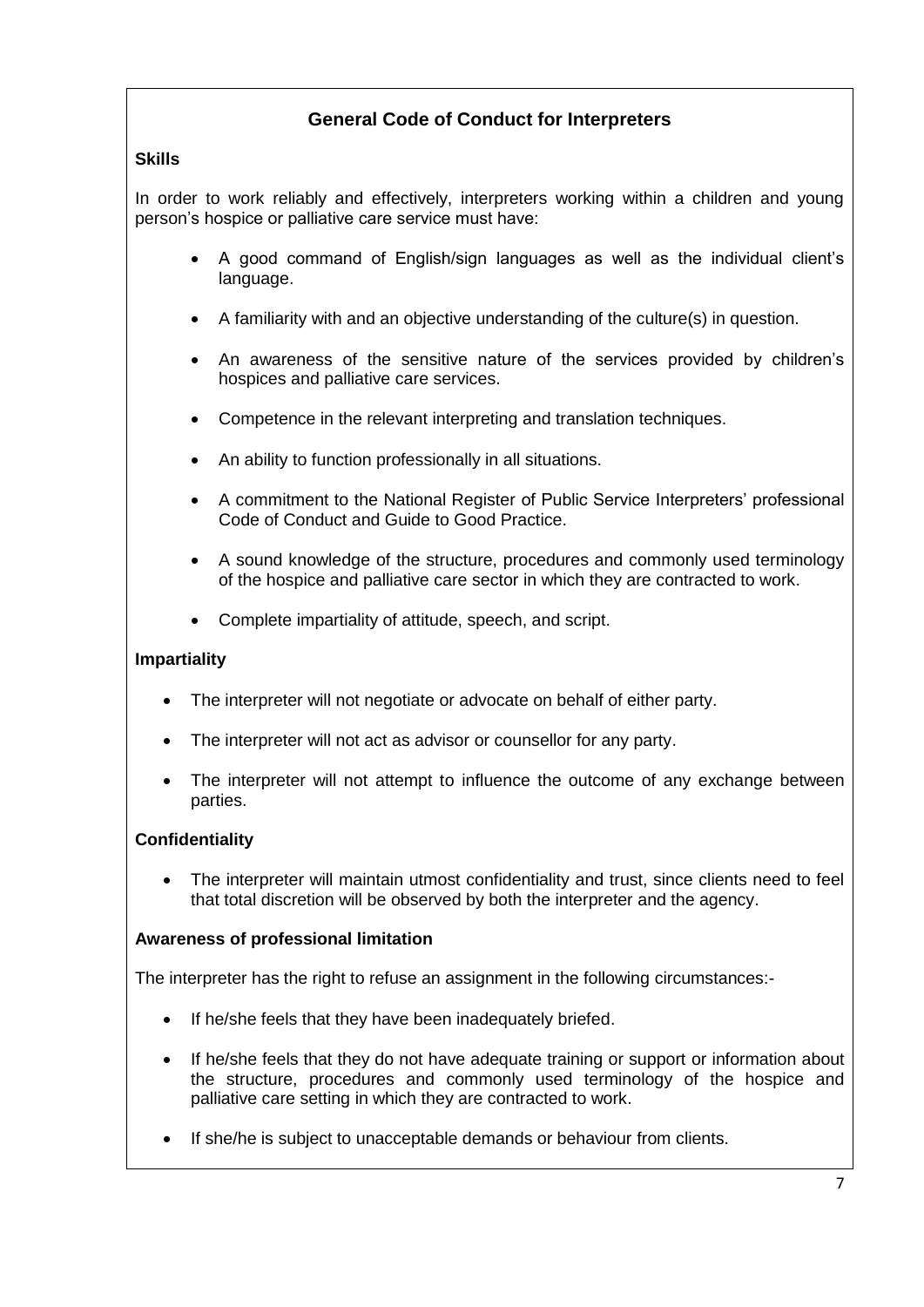## General Code of Conduct for Interpreters

### Skills

In order to work reliably and effectively, interpreters working within a children and young person's hospice or palliative care service must have:

- A good command of English/sign languages as well as the individual client's language.
- A familiarity with and an objective understanding of the culture(s) in question.
- An awareness of the sensitive nature of the services provided by children's hospices and palliative care services.
- Competence in the relevant interpreting and translation techniques.
- An ability to function professionally in all situations.
- A commitment to the National Register of Public Service Interpreters' professional Code of Conduct and Guide to Good Practice.
- A sound knowledge of the structure, procedures and commonly used terminology of the hospice and palliative care sector in which they are contracted to work.
- Complete impartiality of attitude, speech, and script.

### Impartiality

- The interpreter will not negotiate or advocate on behalf of either party.
- The interpreter will not act as advisor or counsellor for any party.
- The interpreter will not attempt to influence the outcome of any exchange between parties.

### Confidentiality

- The interpreter will maintain utmost confidentiality and trust, since clients need to feel that total discretion will be observed by both the interpreter and the agency.

### Awareness of professional limitation

The interpreter has the right to refuse an assignment in the following circumstances:-

- If he/she feels that they have been inadequately briefed.
- If he/she feels that they do not have adequate training or support or information about the structure, procedures and commonly used terminology of the hospice and palliative care setting in which they are contracted to work.
- If she/he is subject to unacceptable demands or behaviour from clients.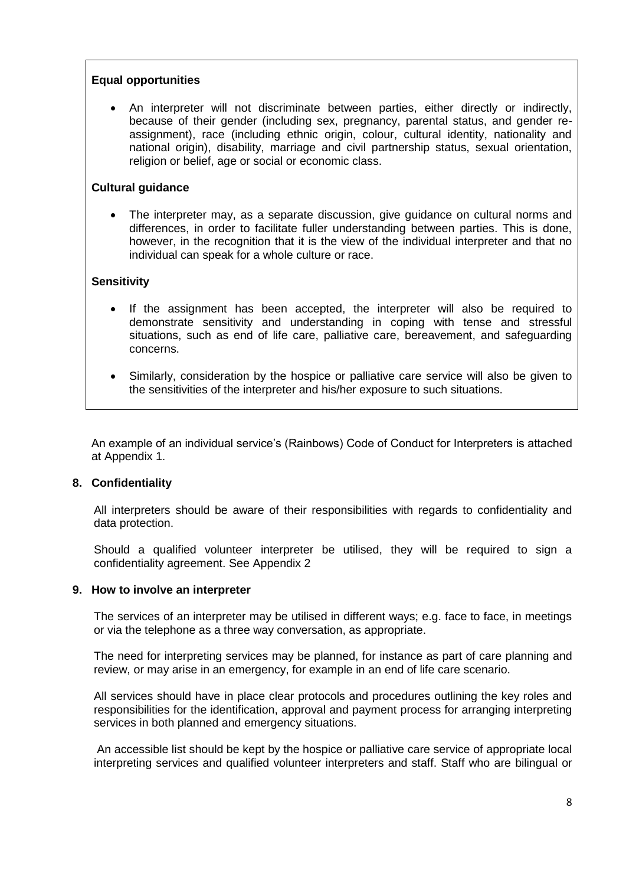**Equal opportunities**

- An interpreter will not discriminate between parties, either directly or indirectly, because of their gender (including sex, pregnancy, parental status, and gender re-assignment), race (including ethnic origin, colour, cultural identity, nationality and national origin), disability, marriage and civil partnership status, sexual orientation, religion or belief, age or social or economic class.

**Cultural guidance**

- The interpreter may, as a separate discussion, give guidance on cultural norms and differences, in order to facilitate fuller understanding between parties. This is done, however, in the recognition that it is the view of the individual interpreter and that no individual can speak for a whole culture or race.

**Sensitivity**

- If the assignment has been accepted, the interpreter will also be required to demonstrate sensitivity and understanding in coping with tense and stressful situations, such as end of life care, palliative care, bereavement, and safeguarding concerns.
- Similarly, consideration by the hospice or palliative care service will also be given to the sensitivities of the interpreter and his/her exposure to such situations.

An example of an individual service's (Rainbows) Code of Conduct for Interpreters is attached at Appendix 1.

## 8. Confidentiality

All interpreters should be aware of their responsibilities with regards to confidentiality and data protection.

Should a qualified volunteer interpreter be utilised, they will be required to sign a confidentiality agreement. See Appendix 2

## 9. How to involve an interpreter

The services of an interpreter may be utilised in different ways; e.g. face to face, in meetings or via the telephone as a three way conversation, as appropriate.

The need for interpreting services may be planned, for instance as part of care planning and review, or may arise in an emergency, for example in an end of life care scenario.

All services should have in place clear protocols and procedures outlining the key roles and responsibilities for the identification, approval and payment process for arranging interpreting services in both planned and emergency situations.

An accessible list should be kept by the hospice or palliative care service of appropriate local interpreting services and qualified volunteer interpreters and staff. Staff who are bilingual or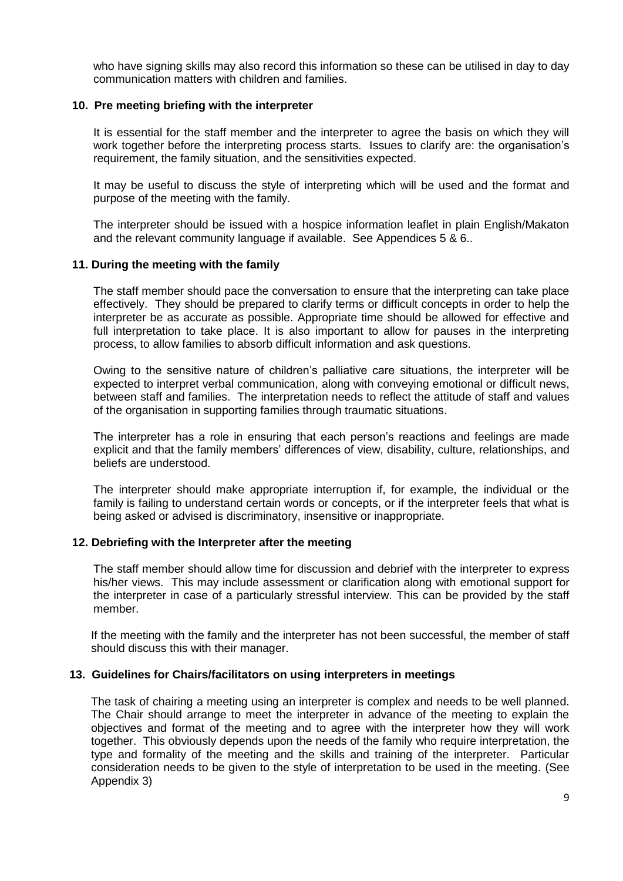who have signing skills may also record this information so these can be utilised in day to day communication matters with children and families.

### 10. Pre meeting briefing with the interpreter

It is essential for the staff member and the interpreter to agree the basis on which they will work together before the interpreting process starts. Issues to clarify are: the organisation's requirement, the family situation, and the sensitivities expected.

It may be useful to discuss the style of interpreting which will be used and the format and purpose of the meeting with the family.

The interpreter should be issued with a hospice information leaflet in plain English/Makaton and the relevant community language if available. See Appendices 5 & 6..

### 11. During the meeting with the family

The staff member should pace the conversation to ensure that the interpreting can take place effectively. They should be prepared to clarify terms or difficult concepts in order to help the interpreter be as accurate as possible. Appropriate time should be allowed for effective and full interpretation to take place. It is also important to allow for pauses in the interpreting process, to allow families to absorb difficult information and ask questions.

Owing to the sensitive nature of children's palliative care situations, the interpreter will be expected to interpret verbal communication, along with conveying emotional or difficult news, between staff and families. The interpretation needs to reflect the attitude of staff and values of the organisation in supporting families through traumatic situations.

The interpreter has a role in ensuring that each person's reactions and feelings are made explicit and that the family members' differences of view, disability, culture, relationships, and beliefs are understood.

The interpreter should make appropriate interruption if, for example, the individual or the family is failing to understand certain words or concepts, or if the interpreter feels that what is being asked or advised is discriminatory, insensitive or inappropriate.

### 12. Debriefing with the Interpreter after the meeting

The staff member should allow time for discussion and debrief with the interpreter to express his/her views. This may include assessment or clarification along with emotional support for the interpreter in case of a particularly stressful interview. This can be provided by the staff member.

If the meeting with the family and the interpreter has not been successful, the member of staff should discuss this with their manager.

### 13. Guidelines for Chairs/facilitators on using interpreters in meetings

The task of chairing a meeting using an interpreter is complex and needs to be well planned. The Chair should arrange to meet the interpreter in advance of the meeting to explain the objectives and format of the meeting and to agree with the interpreter how they will work together. This obviously depends upon the needs of the family who require interpretation, the type and formality of the meeting and the skills and training of the interpreter. Particular consideration needs to be given to the style of interpretation to be used in the meeting. (See Appendix 3)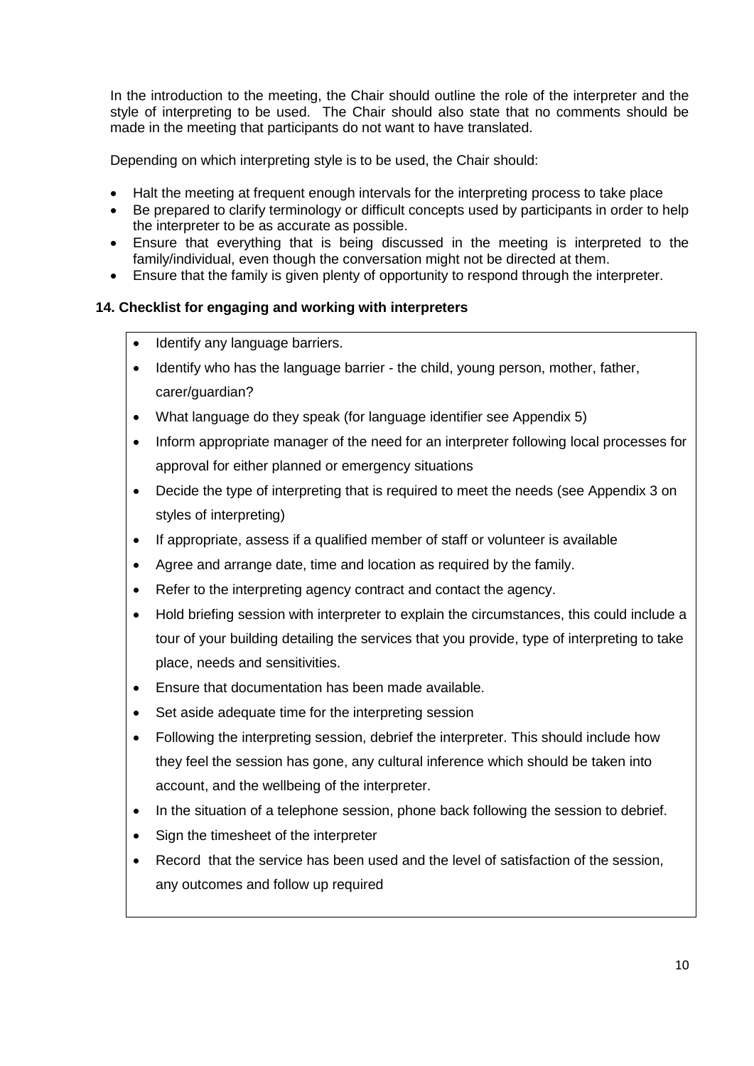In the introduction to the meeting, the Chair should outline the role of the interpreter and the style of interpreting to be used. The Chair should also state that no comments should be made in the meeting that participants do not want to have translated.

Depending on which interpreting style is to be used, the Chair should:

- Halt the meeting at frequent enough intervals for the interpreting process to take place
- Be prepared to clarify terminology or difficult concepts used by participants in order to help the interpreter to be as accurate as possible.
- Ensure that everything that is being discussed in the meeting is interpreted to the family/individual, even though the conversation might not be directed at them.
- Ensure that the family is given plenty of opportunity to respond through the interpreter.

## 14. Checklist for engaging and working with interpreters

- Identify any language barriers.
- Identify who has the language barrier - the child, young person, mother, father, carer/guardian?
- What language do they speak (for language identifier see Appendix 5)
- Inform appropriate manager of the need for an interpreter following local processes for approval for either planned or emergency situations
- Decide the type of interpreting that is required to meet the needs (see Appendix 3 on styles of interpreting)
- If appropriate, assess if a qualified member of staff or volunteer is available
- Agree and arrange date, time and location as required by the family.
- Refer to the interpreting agency contract and contact the agency.
- Hold briefing session with interpreter to explain the circumstances, this could include a tour of your building detailing the services that you provide, type of interpreting to take place, needs and sensitivities.
- Ensure that documentation has been made available.
- Set aside adequate time for the interpreting session
- Following the interpreting session, debrief the interpreter. This should include how they feel the session has gone, any cultural inference which should be taken into account, and the wellbeing of the interpreter.
- In the situation of a telephone session, phone back following the session to debrief.
- Sign the timesheet of the interpreter
- Record that the service has been used and the level of satisfaction of the session, any outcomes and follow up required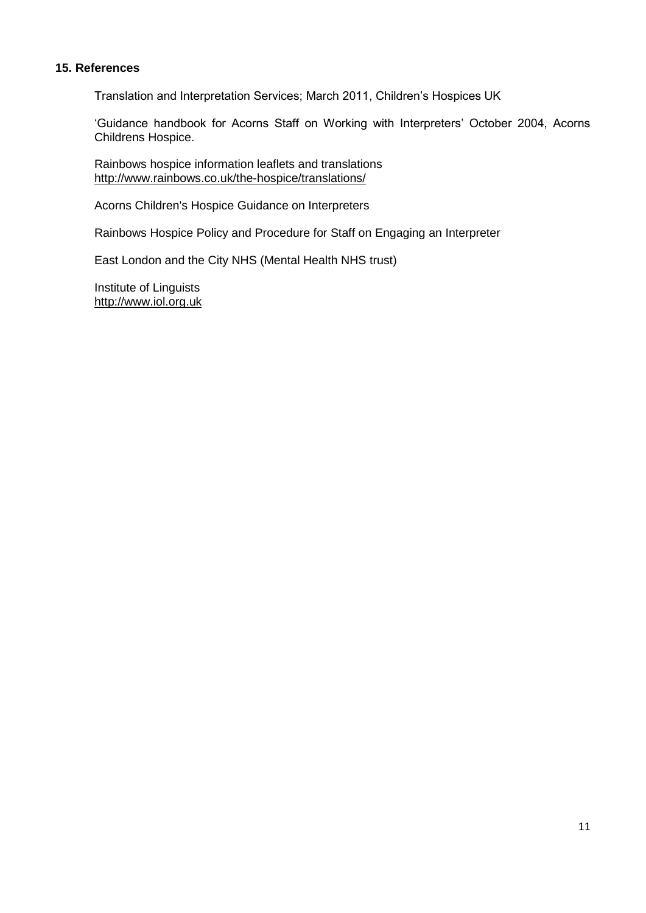## 15. References

Translation and Interpretation Services; March 2011, Children's Hospices UK

'Guidance handbook for Acorns Staff on Working with Interpreters' October 2004, Acorns Childrens Hospice.

Rainbows hospice information leaflets and translations
http://www.rainbows.co.uk/the-hospice/translations/

Acorns Children's Hospice Guidance on Interpreters

Rainbows Hospice Policy and Procedure for Staff on Engaging an Interpreter

East London and the City NHS (Mental Health NHS trust)

Institute of Linguists
http://www.iol.org.uk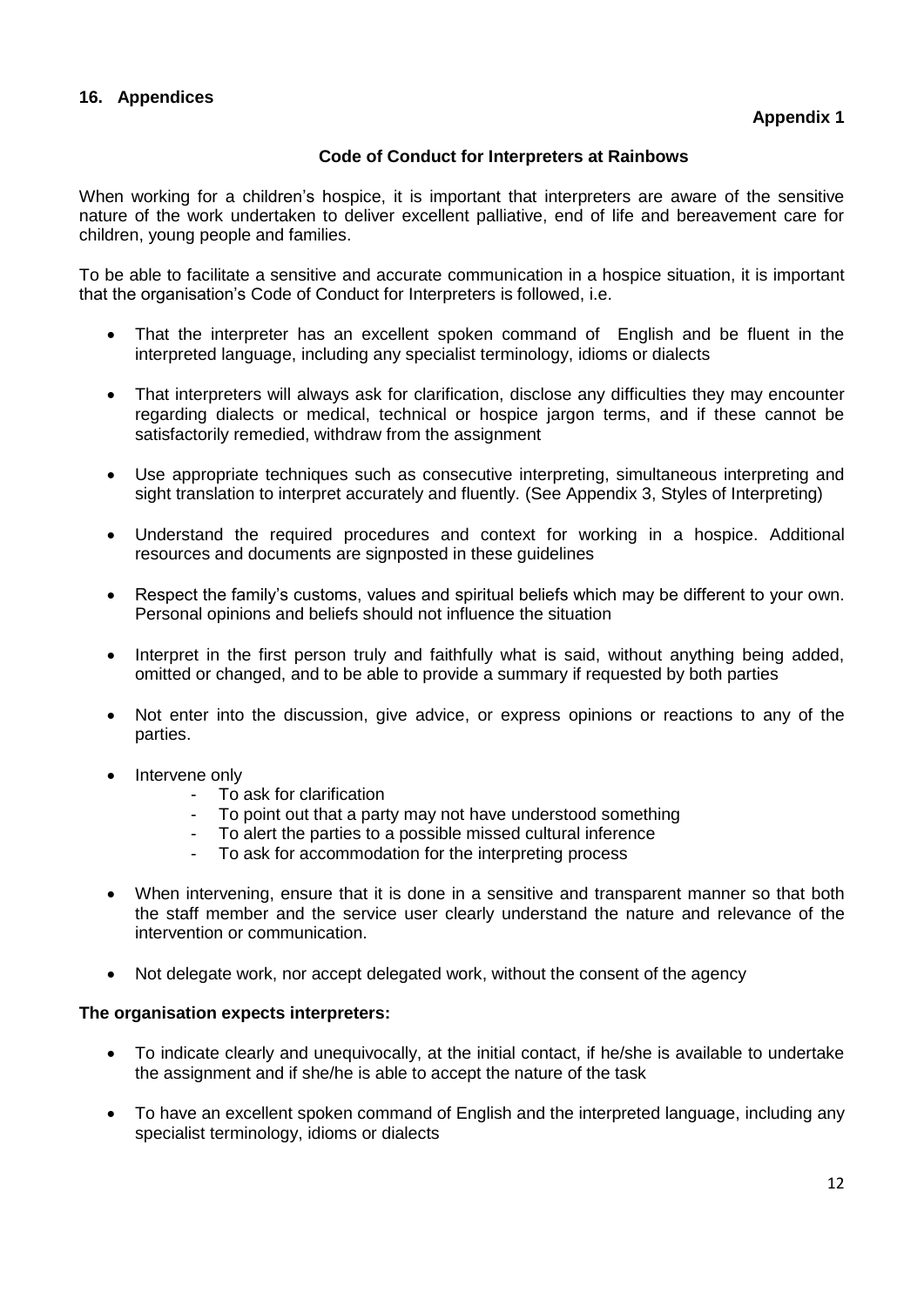## 16. Appendices

**Appendix 1**

### Code of Conduct for Interpreters at Rainbows

When working for a children's hospice, it is important that interpreters are aware of the sensitive nature of the work undertaken to deliver excellent palliative, end of life and bereavement care for children, young people and families.

To be able to facilitate a sensitive and accurate communication in a hospice situation, it is important that the organisation's Code of Conduct for Interpreters is followed, i.e.

- That the interpreter has an excellent spoken command of English and be fluent in the interpreted language, including any specialist terminology, idioms or dialects
- That interpreters will always ask for clarification, disclose any difficulties they may encounter regarding dialects or medical, technical or hospice jargon terms, and if these cannot be satisfactorily remedied, withdraw from the assignment
- Use appropriate techniques such as consecutive interpreting, simultaneous interpreting and sight translation to interpret accurately and fluently. (See Appendix 3, Styles of Interpreting)
- Understand the required procedures and context for working in a hospice. Additional resources and documents are signposted in these guidelines
- Respect the family's customs, values and spiritual beliefs which may be different to your own. Personal opinions and beliefs should not influence the situation
- Interpret in the first person truly and faithfully what is said, without anything being added, omitted or changed, and to be able to provide a summary if requested by both parties
- Not enter into the discussion, give advice, or express opinions or reactions to any of the parties.
- Intervene only
  - To ask for clarification
  - To point out that a party may not have understood something
  - To alert the parties to a possible missed cultural inference
  - To ask for accommodation for the interpreting process
- When intervening, ensure that it is done in a sensitive and transparent manner so that both the staff member and the service user clearly understand the nature and relevance of the intervention or communication.
- Not delegate work, nor accept delegated work, without the consent of the agency

**The organisation expects interpreters:**

- To indicate clearly and unequivocally, at the initial contact, if he/she is available to undertake the assignment and if she/he is able to accept the nature of the task
- To have an excellent spoken command of English and the interpreted language, including any specialist terminology, idioms or dialects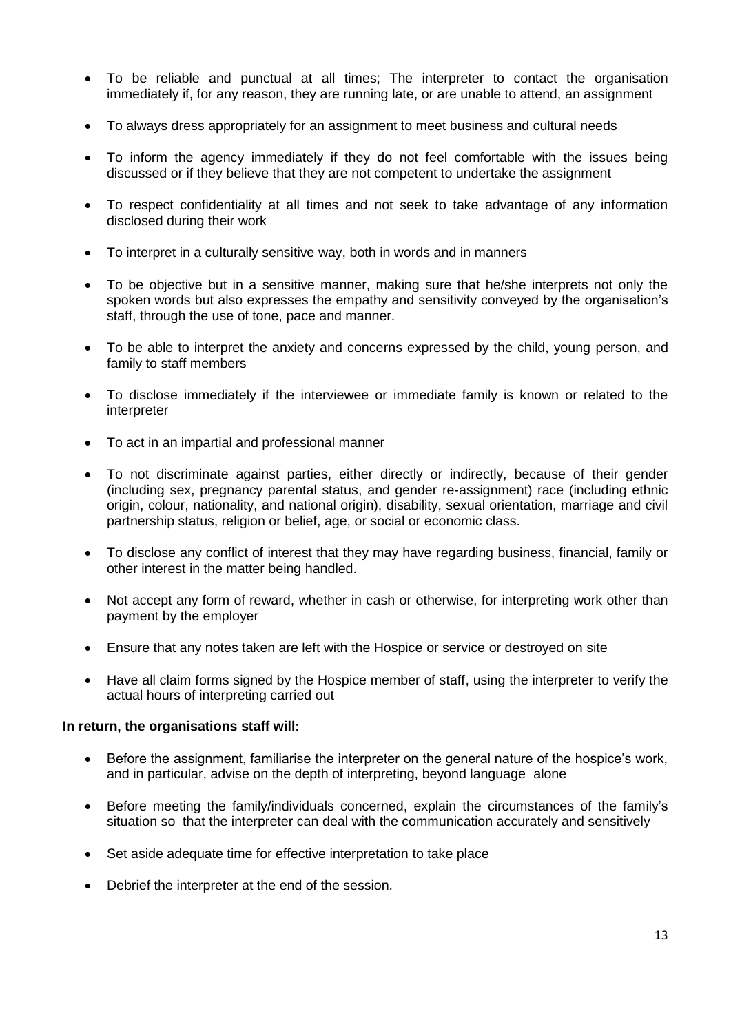- To be reliable and punctual at all times; The interpreter to contact the organisation immediately if, for any reason, they are running late, or are unable to attend, an assignment
- To always dress appropriately for an assignment to meet business and cultural needs
- To inform the agency immediately if they do not feel comfortable with the issues being discussed or if they believe that they are not competent to undertake the assignment
- To respect confidentiality at all times and not seek to take advantage of any information disclosed during their work
- To interpret in a culturally sensitive way, both in words and in manners
- To be objective but in a sensitive manner, making sure that he/she interprets not only the spoken words but also expresses the empathy and sensitivity conveyed by the organisation's staff, through the use of tone, pace and manner.
- To be able to interpret the anxiety and concerns expressed by the child, young person, and family to staff members
- To disclose immediately if the interviewee or immediate family is known or related to the interpreter
- To act in an impartial and professional manner
- To not discriminate against parties, either directly or indirectly, because of their gender (including sex, pregnancy parental status, and gender re-assignment) race (including ethnic origin, colour, nationality, and national origin), disability, sexual orientation, marriage and civil partnership status, religion or belief, age, or social or economic class.
- To disclose any conflict of interest that they may have regarding business, financial, family or other interest in the matter being handled.
- Not accept any form of reward, whether in cash or otherwise, for interpreting work other than payment by the employer
- Ensure that any notes taken are left with the Hospice or service or destroyed on site
- Have all claim forms signed by the Hospice member of staff, using the interpreter to verify the actual hours of interpreting carried out

**In return, the organisations staff will:**

- Before the assignment, familiarise the interpreter on the general nature of the hospice's work, and in particular, advise on the depth of interpreting, beyond language alone
- Before meeting the family/individuals concerned, explain the circumstances of the family's situation so that the interpreter can deal with the communication accurately and sensitively
- Set aside adequate time for effective interpretation to take place
- Debrief the interpreter at the end of the session.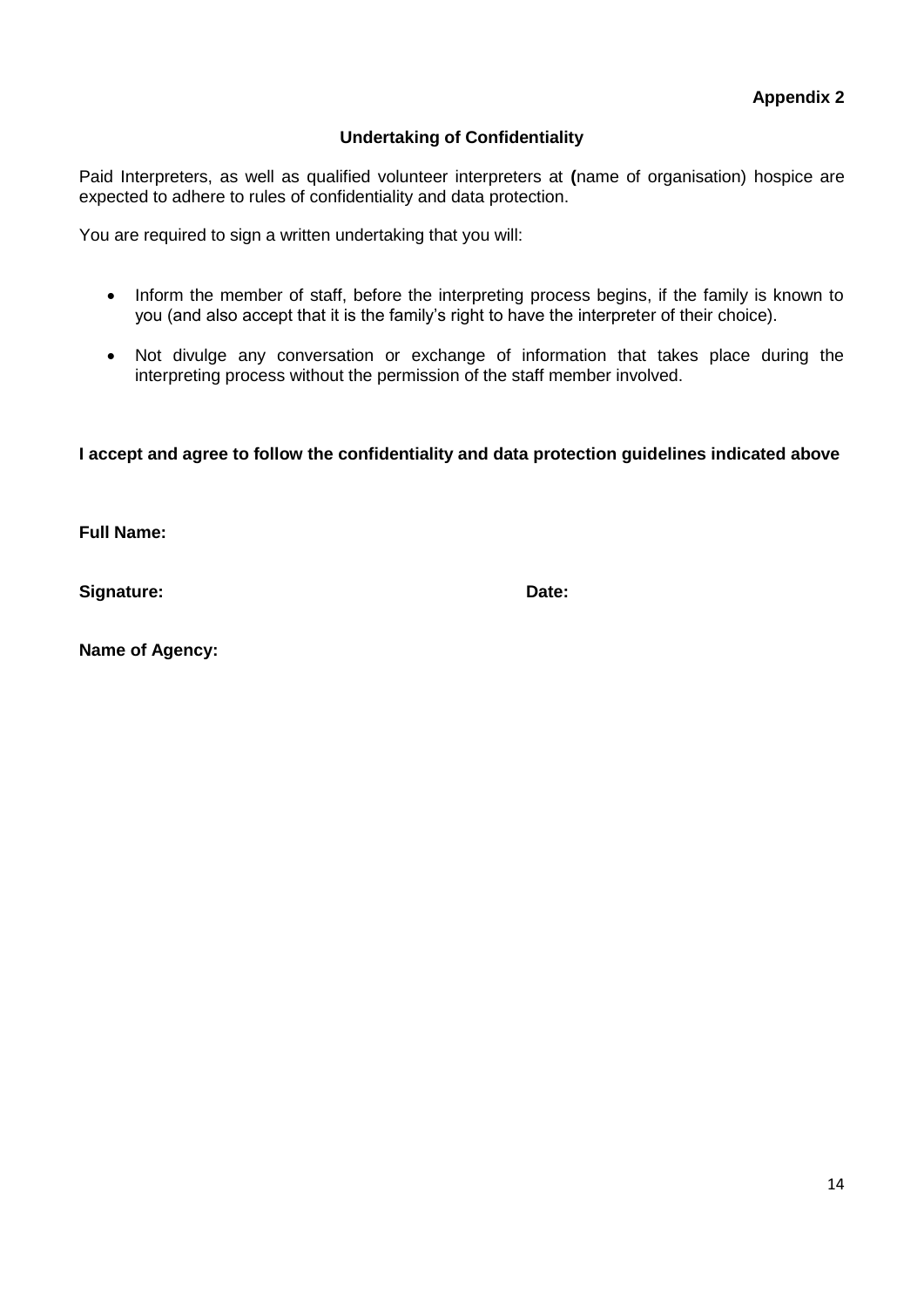**Appendix 2**

## Undertaking of Confidentiality

Paid Interpreters, as well as qualified volunteer interpreters at **(**name of organisation) hospice are expected to adhere to rules of confidentiality and data protection.

You are required to sign a written undertaking that you will:

- Inform the member of staff, before the interpreting process begins, if the family is known to you (and also accept that it is the family's right to have the interpreter of their choice).
- Not divulge any conversation or exchange of information that takes place during the interpreting process without the permission of the staff member involved.

**I accept and agree to follow the confidentiality and data protection guidelines indicated above**

**Full Name:**

**Signature:** **Date:**

**Name of Agency:**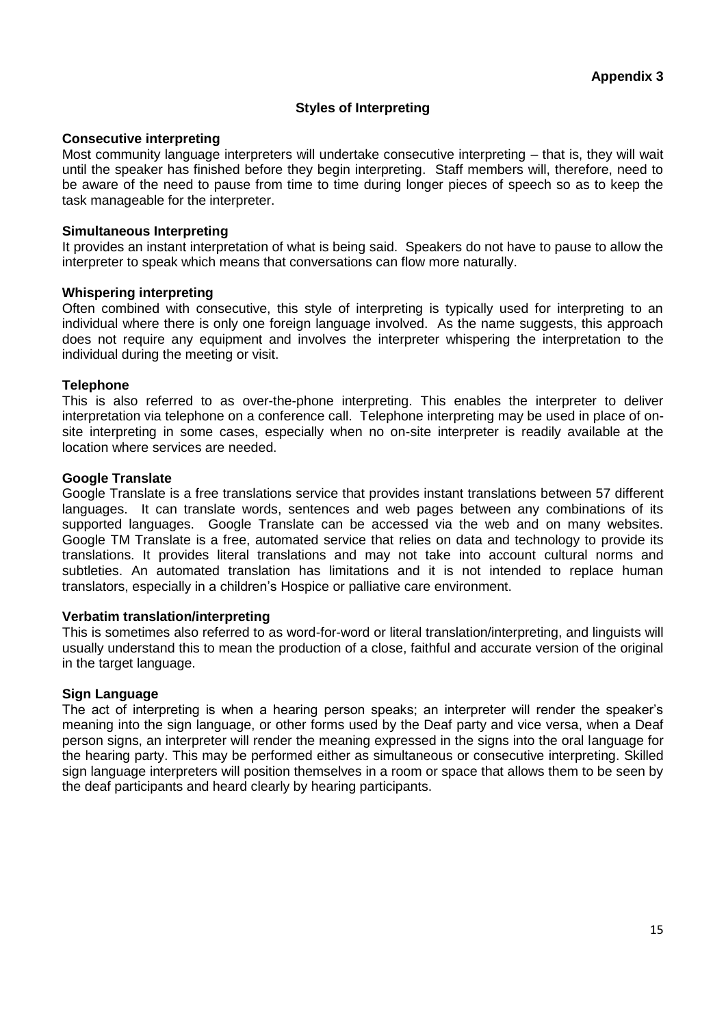**Appendix 3**

## Styles of Interpreting

**Consecutive interpreting**

Most community language interpreters will undertake consecutive interpreting – that is, they will wait until the speaker has finished before they begin interpreting. Staff members will, therefore, need to be aware of the need to pause from time to time during longer pieces of speech so as to keep the task manageable for the interpreter.

**Simultaneous Interpreting**

It provides an instant interpretation of what is being said. Speakers do not have to pause to allow the interpreter to speak which means that conversations can flow more naturally.

**Whispering interpreting**

Often combined with consecutive, this style of interpreting is typically used for interpreting to an individual where there is only one foreign language involved. As the name suggests, this approach does not require any equipment and involves the interpreter whispering the interpretation to the individual during the meeting or visit.

**Telephone**

This is also referred to as over-the-phone interpreting. This enables the interpreter to deliver interpretation via telephone on a conference call. Telephone interpreting may be used in place of on-site interpreting in some cases, especially when no on-site interpreter is readily available at the location where services are needed.

**Google Translate**

Google Translate is a free translations service that provides instant translations between 57 different languages. It can translate words, sentences and web pages between any combinations of its supported languages. Google Translate can be accessed via the web and on many websites. Google TM Translate is a free, automated service that relies on data and technology to provide its translations. It provides literal translations and may not take into account cultural norms and subtleties. An automated translation has limitations and it is not intended to replace human translators, especially in a children's Hospice or palliative care environment.

**Verbatim translation/interpreting**

This is sometimes also referred to as word-for-word or literal translation/interpreting, and linguists will usually understand this to mean the production of a close, faithful and accurate version of the original in the target language.

**Sign Language**

The act of interpreting is when a hearing person speaks; an interpreter will render the speaker's meaning into the sign language, or other forms used by the Deaf party and vice versa, when a Deaf person signs, an interpreter will render the meaning expressed in the signs into the oral language for the hearing party. This may be performed either as simultaneous or consecutive interpreting. Skilled sign language interpreters will position themselves in a room or space that allows them to be seen by the deaf participants and heard clearly by hearing participants.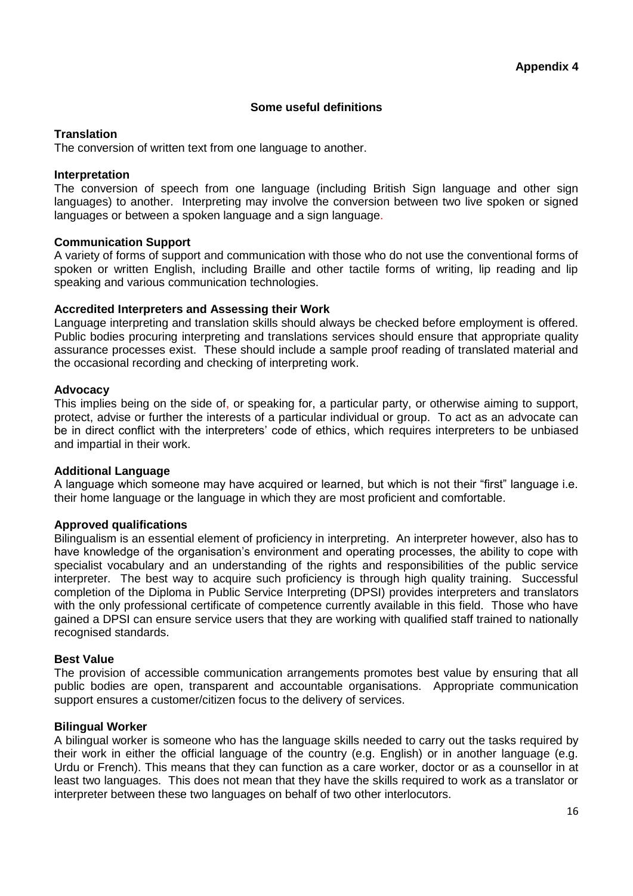**Appendix 4**

## Some useful definitions

### Translation

The conversion of written text from one language to another.

### Interpretation

The conversion of speech from one language (including British Sign language and other sign languages) to another. Interpreting may involve the conversion between two live spoken or signed languages or between a spoken language and a sign language.

### Communication Support

A variety of forms of support and communication with those who do not use the conventional forms of spoken or written English, including Braille and other tactile forms of writing, lip reading and lip speaking and various communication technologies.

### Accredited Interpreters and Assessing their Work

Language interpreting and translation skills should always be checked before employment is offered. Public bodies procuring interpreting and translations services should ensure that appropriate quality assurance processes exist. These should include a sample proof reading of translated material and the occasional recording and checking of interpreting work.

### Advocacy

This implies being on the side of, or speaking for, a particular party, or otherwise aiming to support, protect, advise or further the interests of a particular individual or group. To act as an advocate can be in direct conflict with the interpreters' code of ethics, which requires interpreters to be unbiased and impartial in their work.

### Additional Language

A language which someone may have acquired or learned, but which is not their "first" language i.e. their home language or the language in which they are most proficient and comfortable.

### Approved qualifications

Bilingualism is an essential element of proficiency in interpreting. An interpreter however, also has to have knowledge of the organisation's environment and operating processes, the ability to cope with specialist vocabulary and an understanding of the rights and responsibilities of the public service interpreter. The best way to acquire such proficiency is through high quality training. Successful completion of the Diploma in Public Service Interpreting (DPSI) provides interpreters and translators with the only professional certificate of competence currently available in this field. Those who have gained a DPSI can ensure service users that they are working with qualified staff trained to nationally recognised standards.

### Best Value

The provision of accessible communication arrangements promotes best value by ensuring that all public bodies are open, transparent and accountable organisations. Appropriate communication support ensures a customer/citizen focus to the delivery of services.

### Bilingual Worker

A bilingual worker is someone who has the language skills needed to carry out the tasks required by their work in either the official language of the country (e.g. English) or in another language (e.g. Urdu or French). This means that they can function as a care worker, doctor or as a counsellor in at least two languages. This does not mean that they have the skills required to work as a translator or interpreter between these two languages on behalf of two other interlocutors.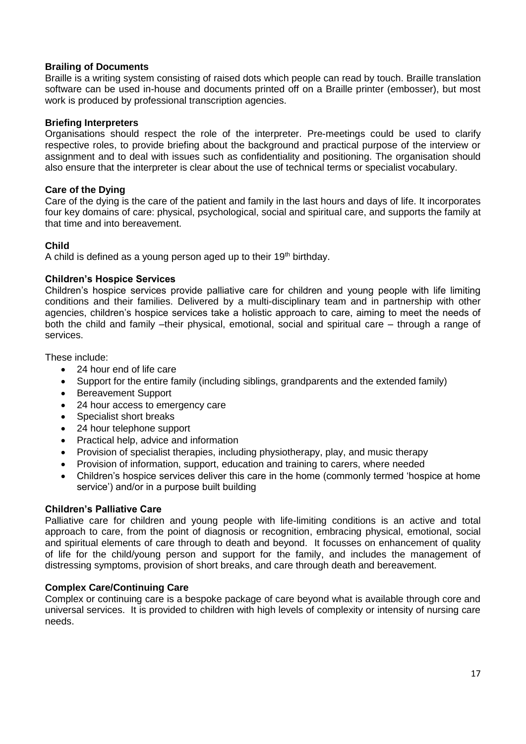**Brailing of Documents**

Braille is a writing system consisting of raised dots which people can read by touch. Braille translation software can be used in-house and documents printed off on a Braille printer (embosser), but most work is produced by professional transcription agencies.

**Briefing Interpreters**

Organisations should respect the role of the interpreter. Pre-meetings could be used to clarify respective roles, to provide briefing about the background and practical purpose of the interview or assignment and to deal with issues such as confidentiality and positioning. The organisation should also ensure that the interpreter is clear about the use of technical terms or specialist vocabulary.

**Care of the Dying**

Care of the dying is the care of the patient and family in the last hours and days of life. It incorporates four key domains of care: physical, psychological, social and spiritual care, and supports the family at that time and into bereavement.

**Child**

A child is defined as a young person aged up to their 19th birthday.

**Children's Hospice Services**

Children's hospice services provide palliative care for children and young people with life limiting conditions and their families. Delivered by a multi-disciplinary team and in partnership with other agencies, children's hospice services take a holistic approach to care, aiming to meet the needs of both the child and family –their physical, emotional, social and spiritual care – through a range of services.

These include:

- 24 hour end of life care
- Support for the entire family (including siblings, grandparents and the extended family)
- Bereavement Support
- 24 hour access to emergency care
- Specialist short breaks
- 24 hour telephone support
- Practical help, advice and information
- Provision of specialist therapies, including physiotherapy, play, and music therapy
- Provision of information, support, education and training to carers, where needed
- Children's hospice services deliver this care in the home (commonly termed 'hospice at home service') and/or in a purpose built building

**Children's Palliative Care**

Palliative care for children and young people with life-limiting conditions is an active and total approach to care, from the point of diagnosis or recognition, embracing physical, emotional, social and spiritual elements of care through to death and beyond. It focusses on enhancement of quality of life for the child/young person and support for the family, and includes the management of distressing symptoms, provision of short breaks, and care through death and bereavement.

**Complex Care/Continuing Care**

Complex or continuing care is a bespoke package of care beyond what is available through core and universal services. It is provided to children with high levels of complexity or intensity of nursing care needs.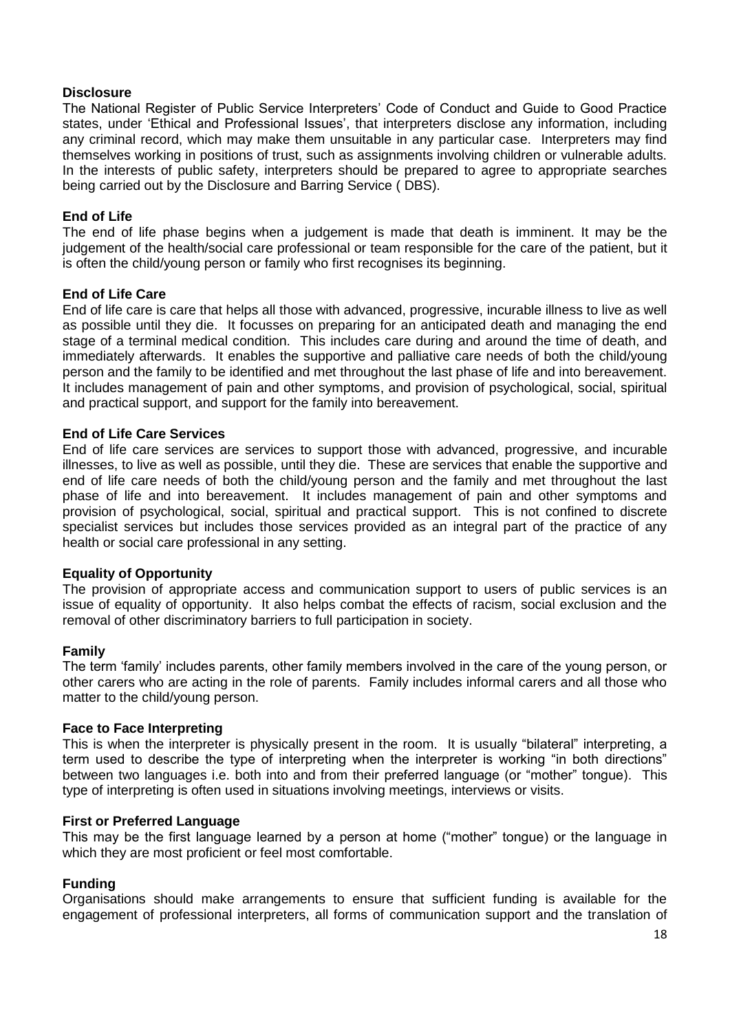**Disclosure**

The National Register of Public Service Interpreters' Code of Conduct and Guide to Good Practice states, under 'Ethical and Professional Issues', that interpreters disclose any information, including any criminal record, which may make them unsuitable in any particular case. Interpreters may find themselves working in positions of trust, such as assignments involving children or vulnerable adults. In the interests of public safety, interpreters should be prepared to agree to appropriate searches being carried out by the Disclosure and Barring Service ( DBS).

**End of Life**

The end of life phase begins when a judgement is made that death is imminent. It may be the judgement of the health/social care professional or team responsible for the care of the patient, but it is often the child/young person or family who first recognises its beginning.

**End of Life Care**

End of life care is care that helps all those with advanced, progressive, incurable illness to live as well as possible until they die. It focusses on preparing for an anticipated death and managing the end stage of a terminal medical condition. This includes care during and around the time of death, and immediately afterwards. It enables the supportive and palliative care needs of both the child/young person and the family to be identified and met throughout the last phase of life and into bereavement. It includes management of pain and other symptoms, and provision of psychological, social, spiritual and practical support, and support for the family into bereavement.

**End of Life Care Services**

End of life care services are services to support those with advanced, progressive, and incurable illnesses, to live as well as possible, until they die. These are services that enable the supportive and end of life care needs of both the child/young person and the family and met throughout the last phase of life and into bereavement. It includes management of pain and other symptoms and provision of psychological, social, spiritual and practical support. This is not confined to discrete specialist services but includes those services provided as an integral part of the practice of any health or social care professional in any setting.

**Equality of Opportunity**

The provision of appropriate access and communication support to users of public services is an issue of equality of opportunity. It also helps combat the effects of racism, social exclusion and the removal of other discriminatory barriers to full participation in society.

**Family**

The term 'family' includes parents, other family members involved in the care of the young person, or other carers who are acting in the role of parents. Family includes informal carers and all those who matter to the child/young person.

**Face to Face Interpreting**

This is when the interpreter is physically present in the room. It is usually "bilateral" interpreting, a term used to describe the type of interpreting when the interpreter is working "in both directions" between two languages i.e. both into and from their preferred language (or "mother" tongue). This type of interpreting is often used in situations involving meetings, interviews or visits.

**First or Preferred Language**

This may be the first language learned by a person at home ("mother" tongue) or the language in which they are most proficient or feel most comfortable.

**Funding**

Organisations should make arrangements to ensure that sufficient funding is available for the engagement of professional interpreters, all forms of communication support and the translation of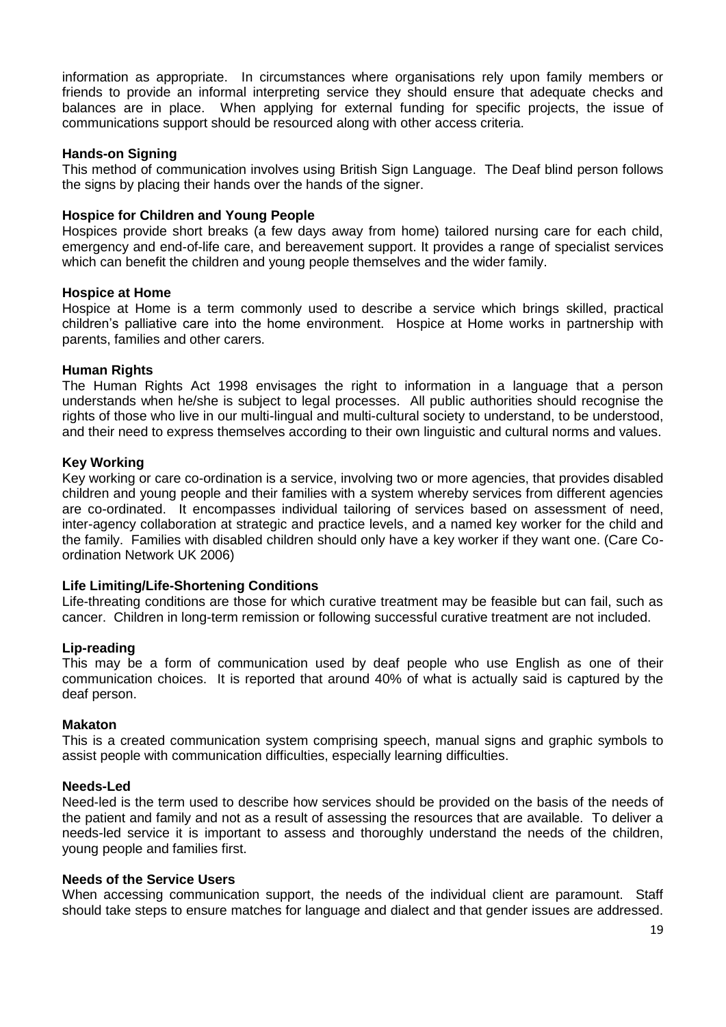information as appropriate. In circumstances where organisations rely upon family members or friends to provide an informal interpreting service they should ensure that adequate checks and balances are in place. When applying for external funding for specific projects, the issue of communications support should be resourced along with other access criteria.

**Hands-on Signing**

This method of communication involves using British Sign Language. The Deaf blind person follows the signs by placing their hands over the hands of the signer.

**Hospice for Children and Young People**

Hospices provide short breaks (a few days away from home) tailored nursing care for each child, emergency and end-of-life care, and bereavement support. It provides a range of specialist services which can benefit the children and young people themselves and the wider family.

**Hospice at Home**

Hospice at Home is a term commonly used to describe a service which brings skilled, practical children's palliative care into the home environment. Hospice at Home works in partnership with parents, families and other carers.

**Human Rights**

The Human Rights Act 1998 envisages the right to information in a language that a person understands when he/she is subject to legal processes. All public authorities should recognise the rights of those who live in our multi-lingual and multi-cultural society to understand, to be understood, and their need to express themselves according to their own linguistic and cultural norms and values.

**Key Working**

Key working or care co-ordination is a service, involving two or more agencies, that provides disabled children and young people and their families with a system whereby services from different agencies are co-ordinated. It encompasses individual tailoring of services based on assessment of need, inter-agency collaboration at strategic and practice levels, and a named key worker for the child and the family. Families with disabled children should only have a key worker if they want one. (Care Co-ordination Network UK 2006)

**Life Limiting/Life-Shortening Conditions**

Life-threating conditions are those for which curative treatment may be feasible but can fail, such as cancer. Children in long-term remission or following successful curative treatment are not included.

**Lip-reading**

This may be a form of communication used by deaf people who use English as one of their communication choices. It is reported that around 40% of what is actually said is captured by the deaf person.

**Makaton**

This is a created communication system comprising speech, manual signs and graphic symbols to assist people with communication difficulties, especially learning difficulties.

**Needs-Led**

Need-led is the term used to describe how services should be provided on the basis of the needs of the patient and family and not as a result of assessing the resources that are available. To deliver a needs-led service it is important to assess and thoroughly understand the needs of the children, young people and families first.

**Needs of the Service Users**

When accessing communication support, the needs of the individual client are paramount. Staff should take steps to ensure matches for language and dialect and that gender issues are addressed.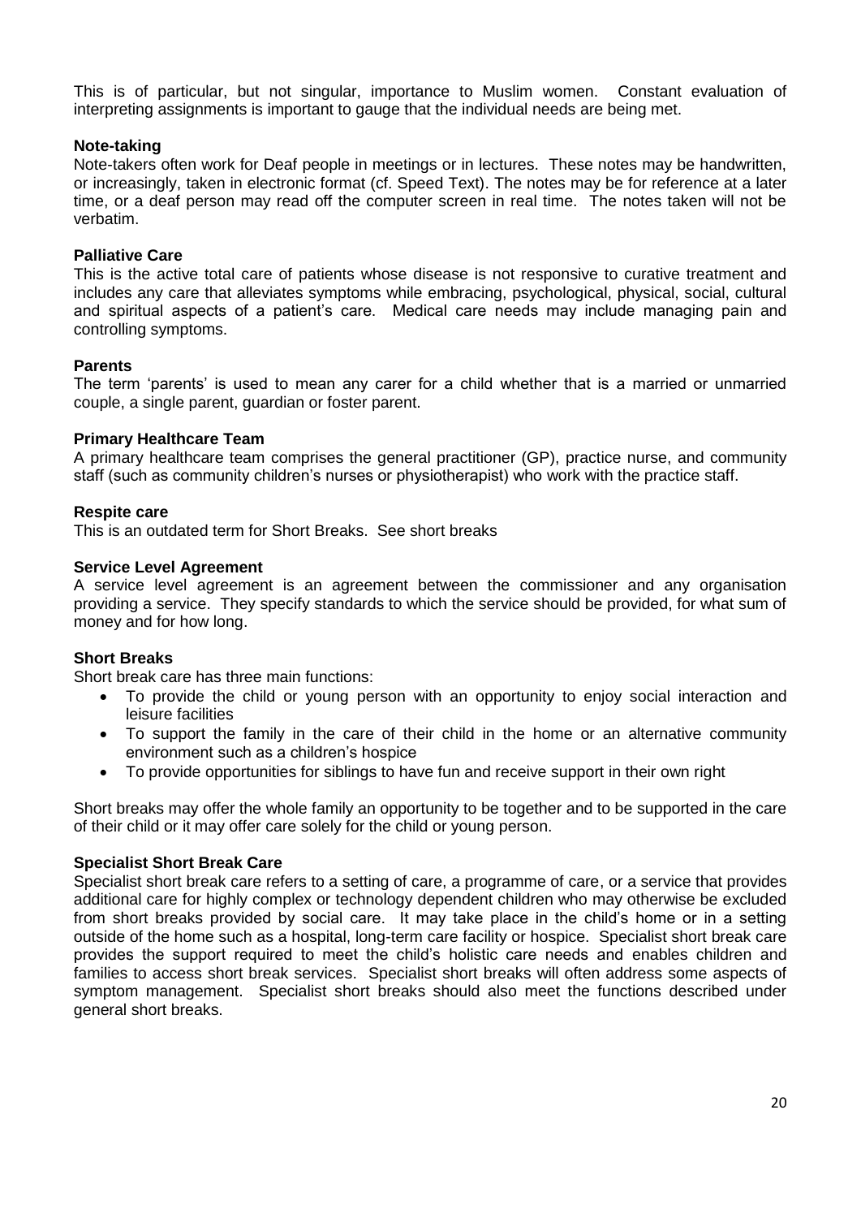This is of particular, but not singular, importance to Muslim women. Constant evaluation of interpreting assignments is important to gauge that the individual needs are being met.

**Note-taking**

Note-takers often work for Deaf people in meetings or in lectures. These notes may be handwritten, or increasingly, taken in electronic format (cf. Speed Text). The notes may be for reference at a later time, or a deaf person may read off the computer screen in real time. The notes taken will not be verbatim.

**Palliative Care**

This is the active total care of patients whose disease is not responsive to curative treatment and includes any care that alleviates symptoms while embracing, psychological, physical, social, cultural and spiritual aspects of a patient's care. Medical care needs may include managing pain and controlling symptoms.

**Parents**

The term 'parents' is used to mean any carer for a child whether that is a married or unmarried couple, a single parent, guardian or foster parent.

**Primary Healthcare Team**

A primary healthcare team comprises the general practitioner (GP), practice nurse, and community staff (such as community children's nurses or physiotherapist) who work with the practice staff.

**Respite care**

This is an outdated term for Short Breaks. See short breaks

**Service Level Agreement**

A service level agreement is an agreement between the commissioner and any organisation providing a service. They specify standards to which the service should be provided, for what sum of money and for how long.

**Short Breaks**

Short break care has three main functions:

- To provide the child or young person with an opportunity to enjoy social interaction and leisure facilities
- To support the family in the care of their child in the home or an alternative community environment such as a children's hospice
- To provide opportunities for siblings to have fun and receive support in their own right

Short breaks may offer the whole family an opportunity to be together and to be supported in the care of their child or it may offer care solely for the child or young person.

**Specialist Short Break Care**

Specialist short break care refers to a setting of care, a programme of care, or a service that provides additional care for highly complex or technology dependent children who may otherwise be excluded from short breaks provided by social care. It may take place in the child's home or in a setting outside of the home such as a hospital, long-term care facility or hospice. Specialist short break care provides the support required to meet the child's holistic care needs and enables children and families to access short break services. Specialist short breaks will often address some aspects of symptom management. Specialist short breaks should also meet the functions described under general short breaks.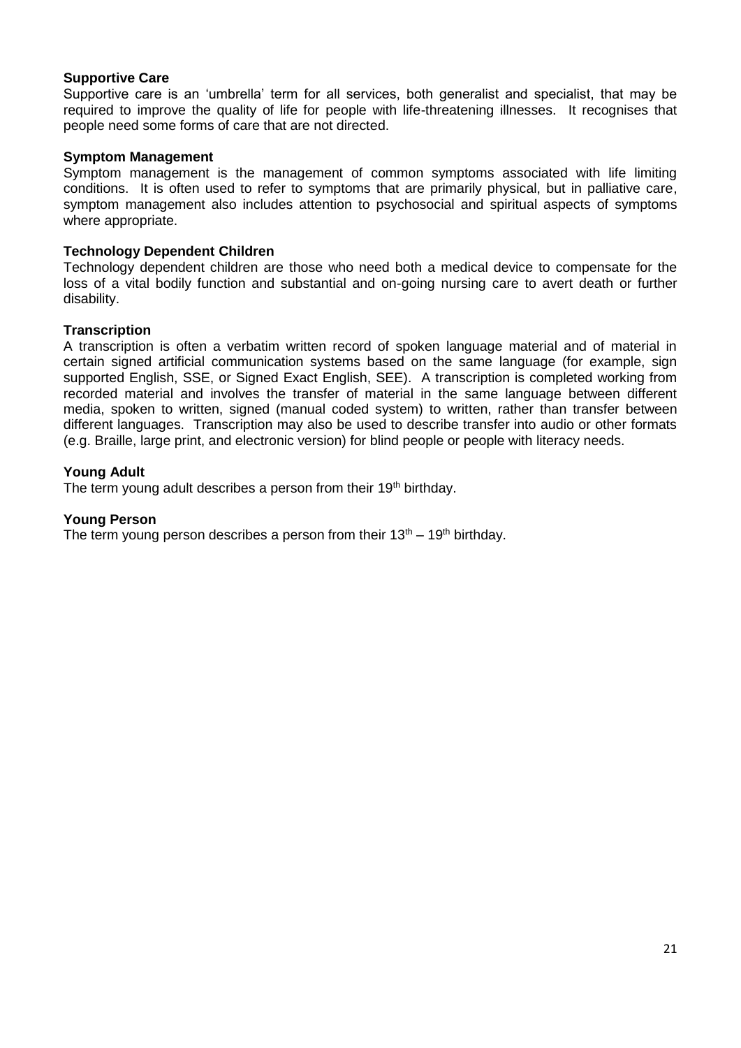**Supportive Care**

Supportive care is an 'umbrella' term for all services, both generalist and specialist, that may be required to improve the quality of life for people with life-threatening illnesses. It recognises that people need some forms of care that are not directed.

**Symptom Management**

Symptom management is the management of common symptoms associated with life limiting conditions. It is often used to refer to symptoms that are primarily physical, but in palliative care, symptom management also includes attention to psychosocial and spiritual aspects of symptoms where appropriate.

**Technology Dependent Children**

Technology dependent children are those who need both a medical device to compensate for the loss of a vital bodily function and substantial and on-going nursing care to avert death or further disability.

**Transcription**

A transcription is often a verbatim written record of spoken language material and of material in certain signed artificial communication systems based on the same language (for example, sign supported English, SSE, or Signed Exact English, SEE). A transcription is completed working from recorded material and involves the transfer of material in the same language between different media, spoken to written, signed (manual coded system) to written, rather than transfer between different languages. Transcription may also be used to describe transfer into audio or other formats (e.g. Braille, large print, and electronic version) for blind people or people with literacy needs.

**Young Adult**

The term young adult describes a person from their 19th birthday.

**Young Person**

The term young person describes a person from their 13th – 19th birthday.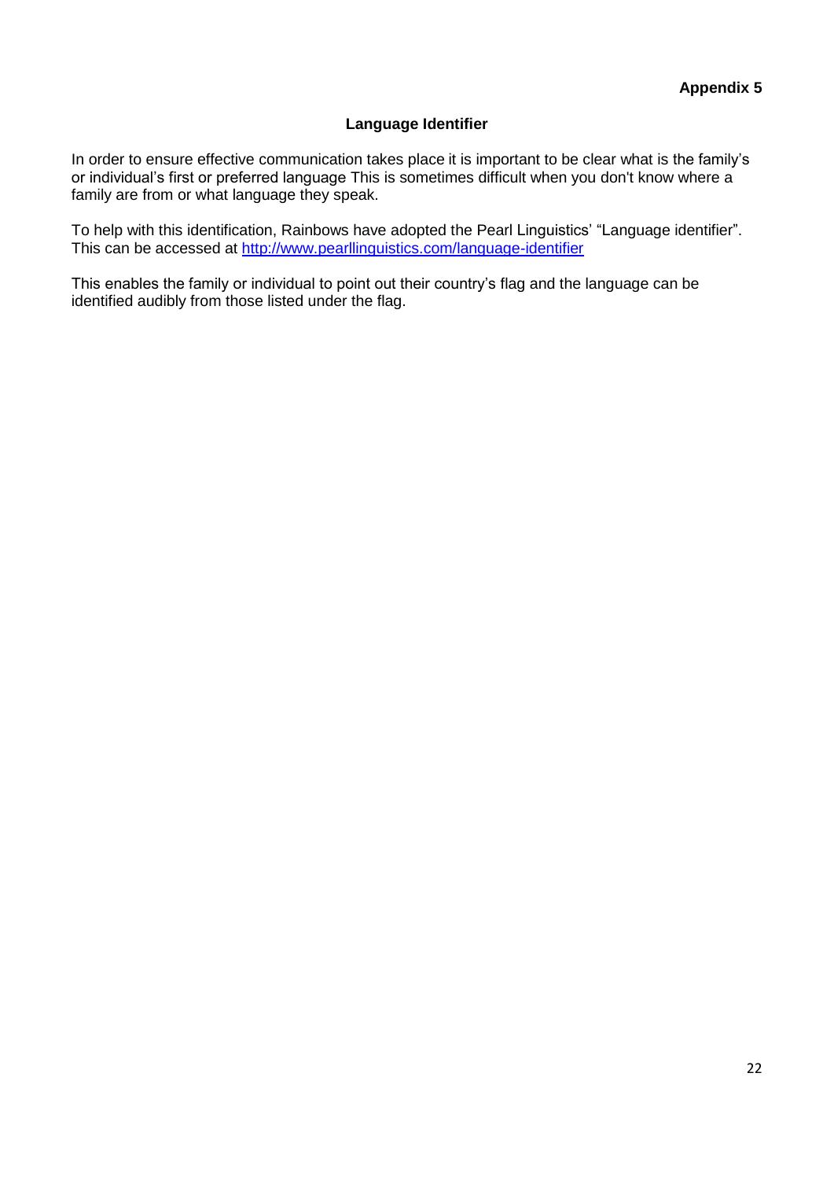**Appendix 5**

## Language Identifier

In order to ensure effective communication takes place it is important to be clear what is the family's or individual's first or preferred language This is sometimes difficult when you don't know where a family are from or what language they speak.

To help with this identification, Rainbows have adopted the Pearl Linguistics' "Language identifier". This can be accessed at [http://www.pearllinguistics.com/language-identifier](http://www.pearllinguistics.com/language-identifier)

This enables the family or individual to point out their country's flag and the language can be identified audibly from those listed under the flag.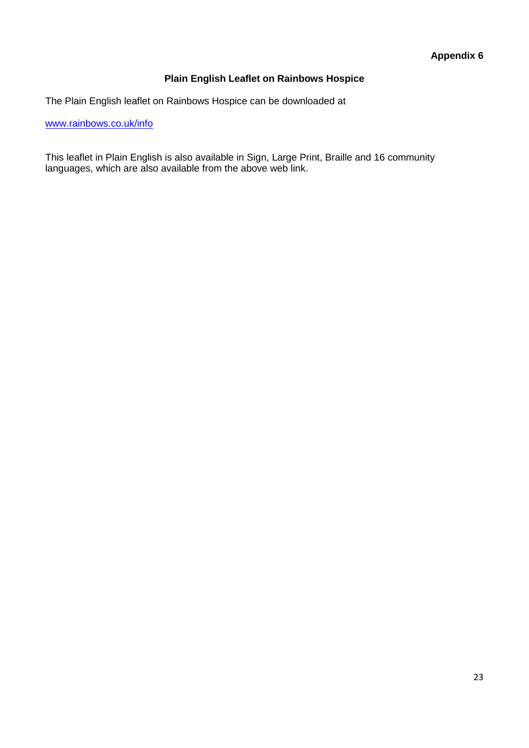**Appendix 6**

## Plain English Leaflet on Rainbows Hospice

The Plain English leaflet on Rainbows Hospice can be downloaded at

[www.rainbows.co.uk/info](http://www.rainbows.co.uk/info)

This leaflet in Plain English is also available in Sign, Large Print, Braille and 16 community languages, which are also available from the above web link.